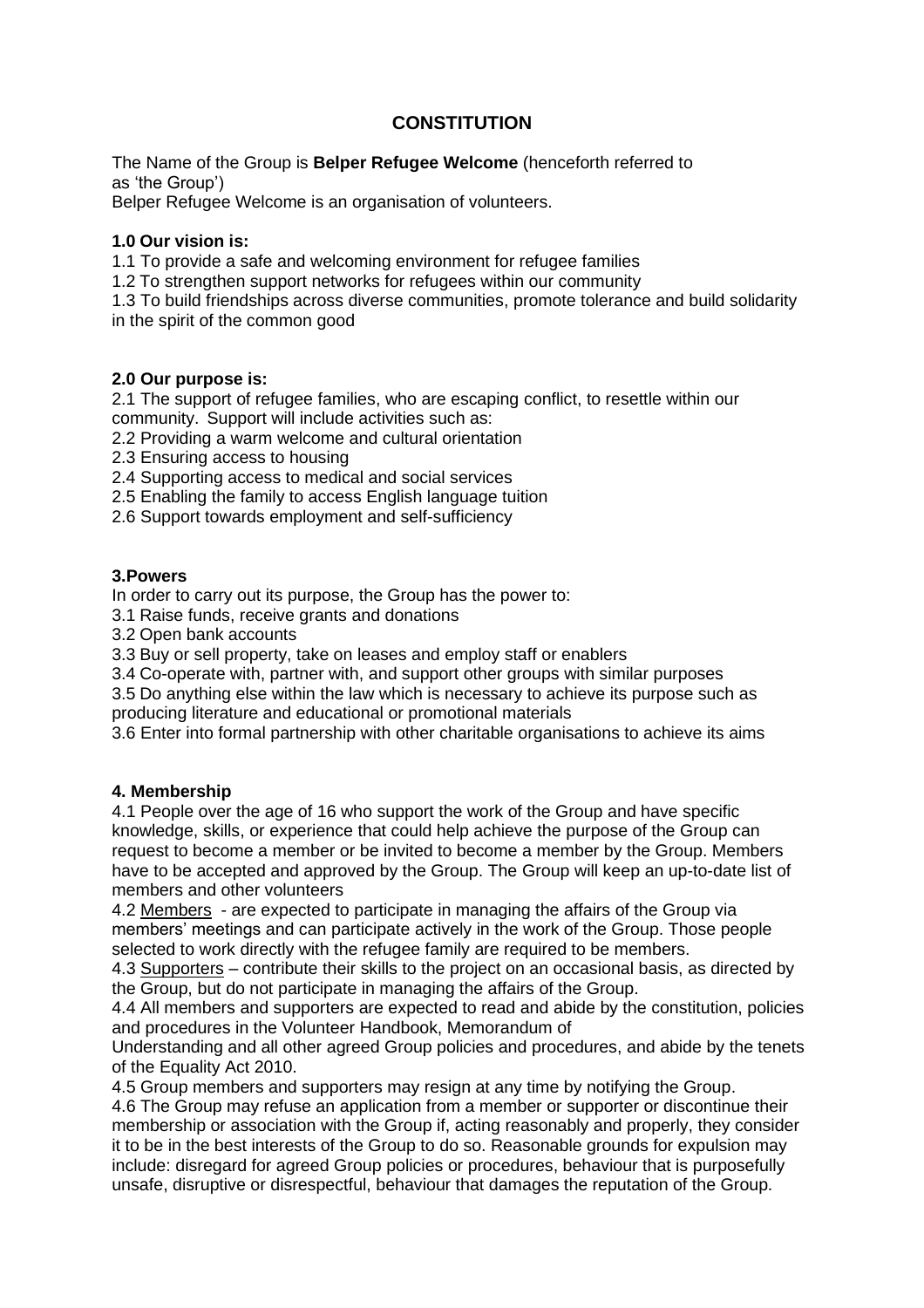# CONSTITUTION

The Name of the Group is **Belper Refugee Welcome** (henceforth referred to as 'the Group')
Belper Refugee Welcome is an organisation of volunteers.

**1.0 Our vision is:**

1.1 To provide a safe and welcoming environment for refugee families
1.2 To strengthen support networks for refugees within our community
1.3 To build friendships across diverse communities, promote tolerance and build solidarity in the spirit of the common good

**2.0 Our purpose is:**

2.1 The support of refugee families, who are escaping conflict, to resettle within our community. Support will include activities such as:
2.2 Providing a warm welcome and cultural orientation
2.3 Ensuring access to housing
2.4 Supporting access to medical and social services
2.5 Enabling the family to access English language tuition
2.6 Support towards employment and self-sufficiency

**3.Powers**

In order to carry out its purpose, the Group has the power to:
3.1 Raise funds, receive grants and donations
3.2 Open bank accounts
3.3 Buy or sell property, take on leases and employ staff or enablers
3.4 Co-operate with, partner with, and support other groups with similar purposes
3.5 Do anything else within the law which is necessary to achieve its purpose such as producing literature and educational or promotional materials
3.6 Enter into formal partnership with other charitable organisations to achieve its aims

**4. Membership**

4.1 People over the age of 16 who support the work of the Group and have specific knowledge, skills, or experience that could help achieve the purpose of the Group can request to become a member or be invited to become a member by the Group. Members have to be accepted and approved by the Group. The Group will keep an up-to-date list of members and other volunteers
4.2 Members - are expected to participate in managing the affairs of the Group via members' meetings and can participate actively in the work of the Group. Those people selected to work directly with the refugee family are required to be members.
4.3 Supporters – contribute their skills to the project on an occasional basis, as directed by the Group, but do not participate in managing the affairs of the Group.
4.4 All members and supporters are expected to read and abide by the constitution, policies and procedures in the Volunteer Handbook, Memorandum of Understanding and all other agreed Group policies and procedures, and abide by the tenets of the Equality Act 2010.
4.5 Group members and supporters may resign at any time by notifying the Group.
4.6 The Group may refuse an application from a member or supporter or discontinue their membership or association with the Group if, acting reasonably and properly, they consider it to be in the best interests of the Group to do so. Reasonable grounds for expulsion may include: disregard for agreed Group policies or procedures, behaviour that is purposefully unsafe, disruptive or disrespectful, behaviour that damages the reputation of the Group.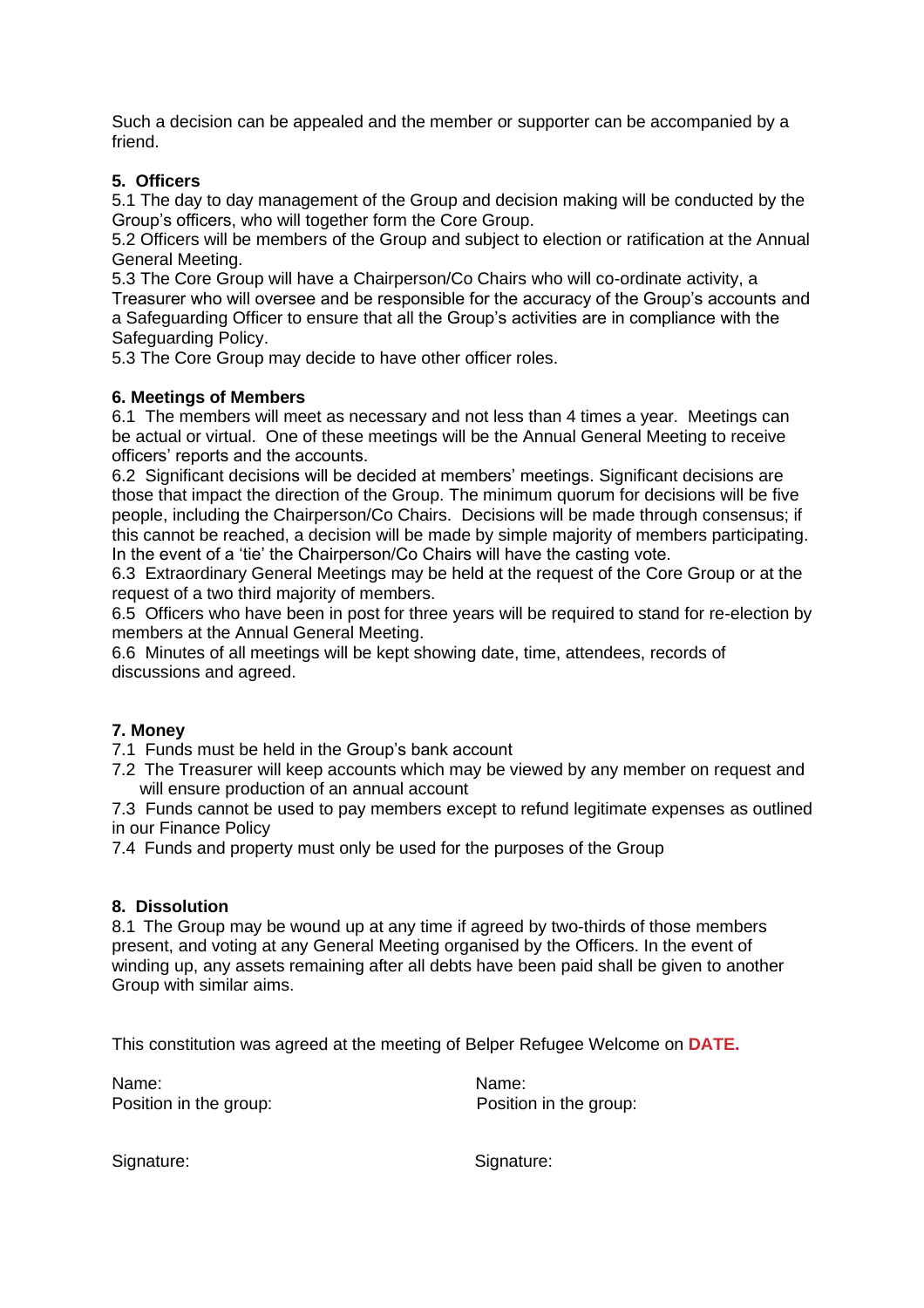Such a decision can be appealed and the member or supporter can be accompanied by a friend.

**5. Officers**

5.1 The day to day management of the Group and decision making will be conducted by the Group's officers, who will together form the Core Group.

5.2 Officers will be members of the Group and subject to election or ratification at the Annual General Meeting.

5.3 The Core Group will have a Chairperson/Co Chairs who will co-ordinate activity, a Treasurer who will oversee and be responsible for the accuracy of the Group's accounts and a Safeguarding Officer to ensure that all the Group's activities are in compliance with the Safeguarding Policy.

5.3 The Core Group may decide to have other officer roles.

**6. Meetings of Members**

6.1 The members will meet as necessary and not less than 4 times a year. Meetings can be actual or virtual. One of these meetings will be the Annual General Meeting to receive officers' reports and the accounts.

6.2 Significant decisions will be decided at members' meetings. Significant decisions are those that impact the direction of the Group. The minimum quorum for decisions will be five people, including the Chairperson/Co Chairs. Decisions will be made through consensus; if this cannot be reached, a decision will be made by simple majority of members participating. In the event of a 'tie' the Chairperson/Co Chairs will have the casting vote.

6.3 Extraordinary General Meetings may be held at the request of the Core Group or at the request of a two third majority of members.

6.5 Officers who have been in post for three years will be required to stand for re-election by members at the Annual General Meeting.

6.6 Minutes of all meetings will be kept showing date, time, attendees, records of discussions and agreed.

**7. Money**

7.1 Funds must be held in the Group's bank account

7.2 The Treasurer will keep accounts which may be viewed by any member on request and will ensure production of an annual account

7.3 Funds cannot be used to pay members except to refund legitimate expenses as outlined in our Finance Policy

7.4 Funds and property must only be used for the purposes of the Group

**8. Dissolution**

8.1 The Group may be wound up at any time if agreed by two-thirds of those members present, and voting at any General Meeting organised by the Officers. In the event of winding up, any assets remaining after all debts have been paid shall be given to another Group with similar aims.

This constitution was agreed at the meeting of Belper Refugee Welcome on **DATE.**

Name:
Position in the group:

Signature:

Name:
Position in the group:

Signature: